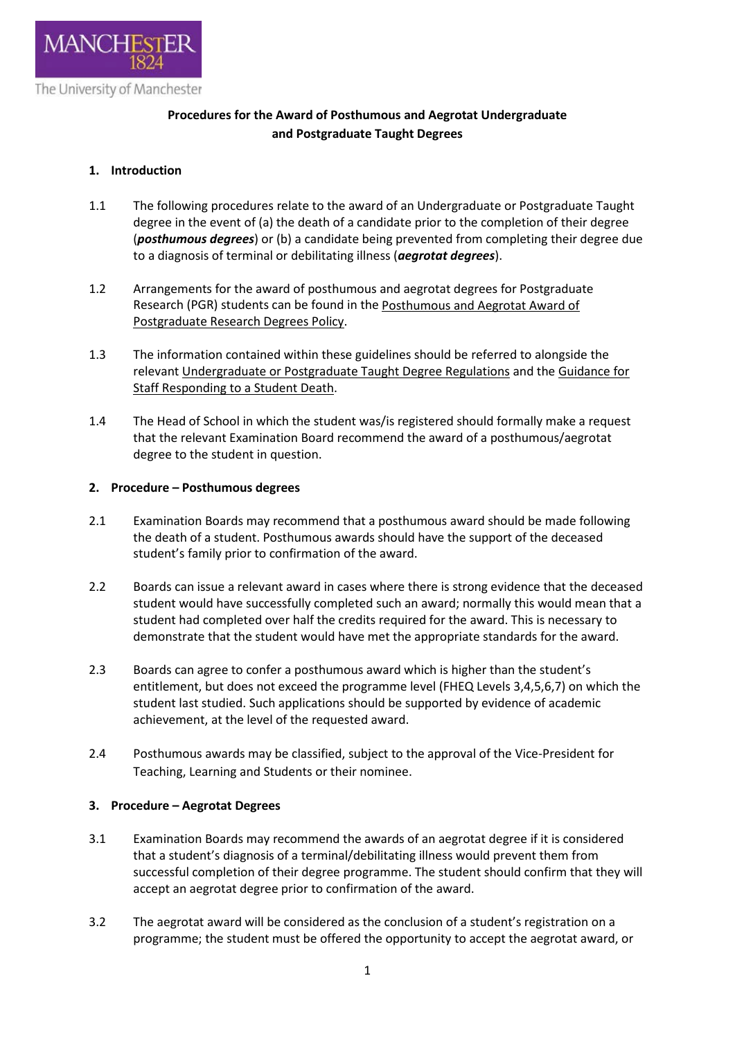# Procedures for the Award of Posthumous and Aegrotat Undergraduate and Postgraduate Taught Degrees

## 1. Introduction

1.1 The following procedures relate to the award of an Undergraduate or Postgraduate Taught degree in the event of (a) the death of a candidate prior to the completion of their degree (***posthumous degrees***) or (b) a candidate being prevented from completing their degree due to a diagnosis of terminal or debilitating illness (***aegrotat degrees***).

1.2 Arrangements for the award of posthumous and aegrotat degrees for Postgraduate Research (PGR) students can be found in the Posthumous and Aegrotat Award of Postgraduate Research Degrees Policy.

1.3 The information contained within these guidelines should be referred to alongside the relevant Undergraduate or Postgraduate Taught Degree Regulations and the Guidance for Staff Responding to a Student Death.

1.4 The Head of School in which the student was/is registered should formally make a request that the relevant Examination Board recommend the award of a posthumous/aegrotat degree to the student in question.

## 2. Procedure – Posthumous degrees

2.1 Examination Boards may recommend that a posthumous award should be made following the death of a student. Posthumous awards should have the support of the deceased student's family prior to confirmation of the award.

2.2 Boards can issue a relevant award in cases where there is strong evidence that the deceased student would have successfully completed such an award; normally this would mean that a student had completed over half the credits required for the award. This is necessary to demonstrate that the student would have met the appropriate standards for the award.

2.3 Boards can agree to confer a posthumous award which is higher than the student's entitlement, but does not exceed the programme level (FHEQ Levels 3,4,5,6,7) on which the student last studied. Such applications should be supported by evidence of academic achievement, at the level of the requested award.

2.4 Posthumous awards may be classified, subject to the approval of the Vice-President for Teaching, Learning and Students or their nominee.

## 3. Procedure – Aegrotat Degrees

3.1 Examination Boards may recommend the awards of an aegrotat degree if it is considered that a student's diagnosis of a terminal/debilitating illness would prevent them from successful completion of their degree programme. The student should confirm that they will accept an aegrotat degree prior to confirmation of the award.

3.2 The aegrotat award will be considered as the conclusion of a student's registration on a programme; the student must be offered the opportunity to accept the aegrotat award, or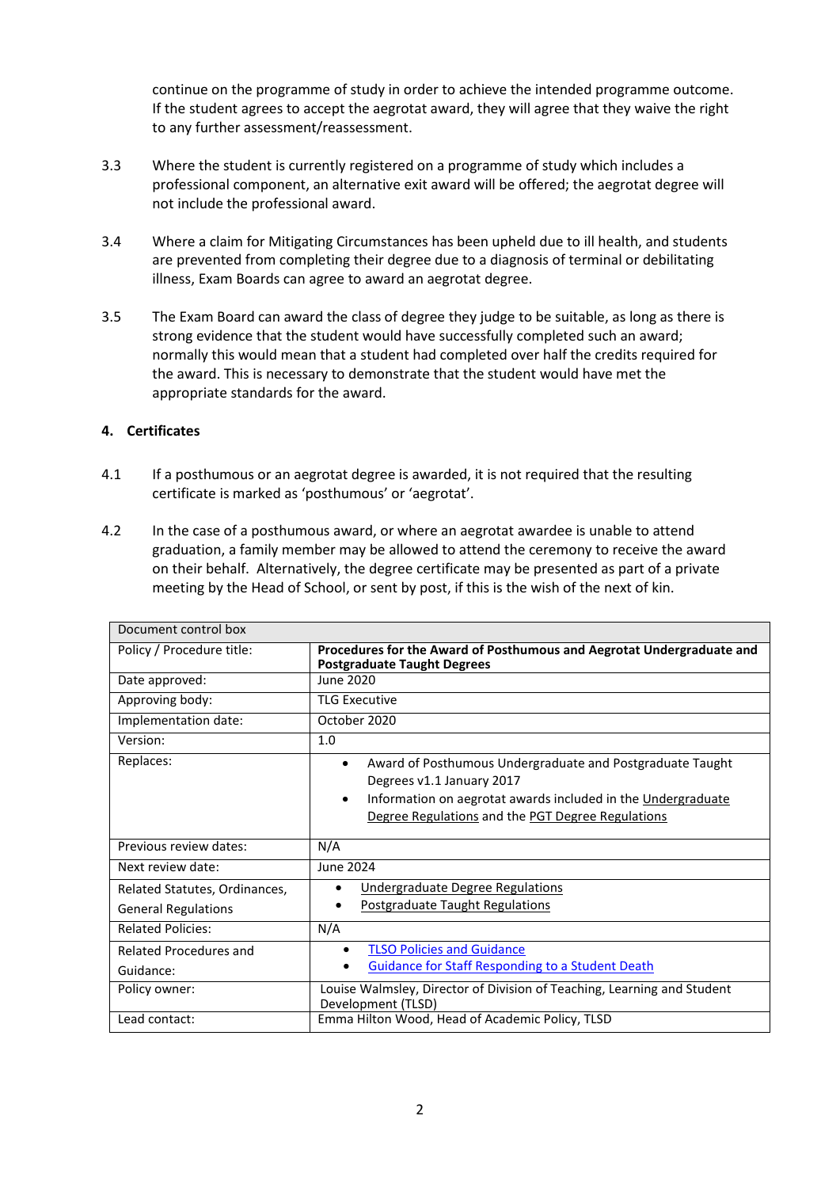continue on the programme of study in order to achieve the intended programme outcome. If the student agrees to accept the aegrotat award, they will agree that they waive the right to any further assessment/reassessment.

3.3 Where the student is currently registered on a programme of study which includes a professional component, an alternative exit award will be offered; the aegrotat degree will not include the professional award.

3.4 Where a claim for Mitigating Circumstances has been upheld due to ill health, and students are prevented from completing their degree due to a diagnosis of terminal or debilitating illness, Exam Boards can agree to award an aegrotat degree.

3.5 The Exam Board can award the class of degree they judge to be suitable, as long as there is strong evidence that the student would have successfully completed such an award; normally this would mean that a student had completed over half the credits required for the award. This is necessary to demonstrate that the student would have met the appropriate standards for the award.

## 4. Certificates

4.1 If a posthumous or an aegrotat degree is awarded, it is not required that the resulting certificate is marked as 'posthumous' or 'aegrotat'.

4.2 In the case of a posthumous award, or where an aegrotat awardee is unable to attend graduation, a family member may be allowed to attend the ceremony to receive the award on their behalf. Alternatively, the degree certificate may be presented as part of a private meeting by the Head of School, or sent by post, if this is the wish of the next of kin.

| Document control box | |
|---|---|
| Policy / Procedure title: | **Procedures for the Award of Posthumous and Aegrotat Undergraduate and Postgraduate Taught Degrees** |
| Date approved: | June 2020 |
| Approving body: | TLG Executive |
| Implementation date: | October 2020 |
| Version: | 1.0 |
| Replaces: | • Award of Posthumous Undergraduate and Postgraduate Taught Degrees v1.1 January 2017<br>• Information on aegrotat awards included in the Undergraduate Degree Regulations and the PGT Degree Regulations |
| Previous review dates: | N/A |
| Next review date: | June 2024 |
| Related Statutes, Ordinances, General Regulations | • Undergraduate Degree Regulations<br>• Postgraduate Taught Regulations |
| Related Policies: | N/A |
| Related Procedures and Guidance: | • TLSO Policies and Guidance<br>• Guidance for Staff Responding to a Student Death |
| Policy owner: | Louise Walmsley, Director of Division of Teaching, Learning and Student Development (TLSD) |
| Lead contact: | Emma Hilton Wood, Head of Academic Policy, TLSD |